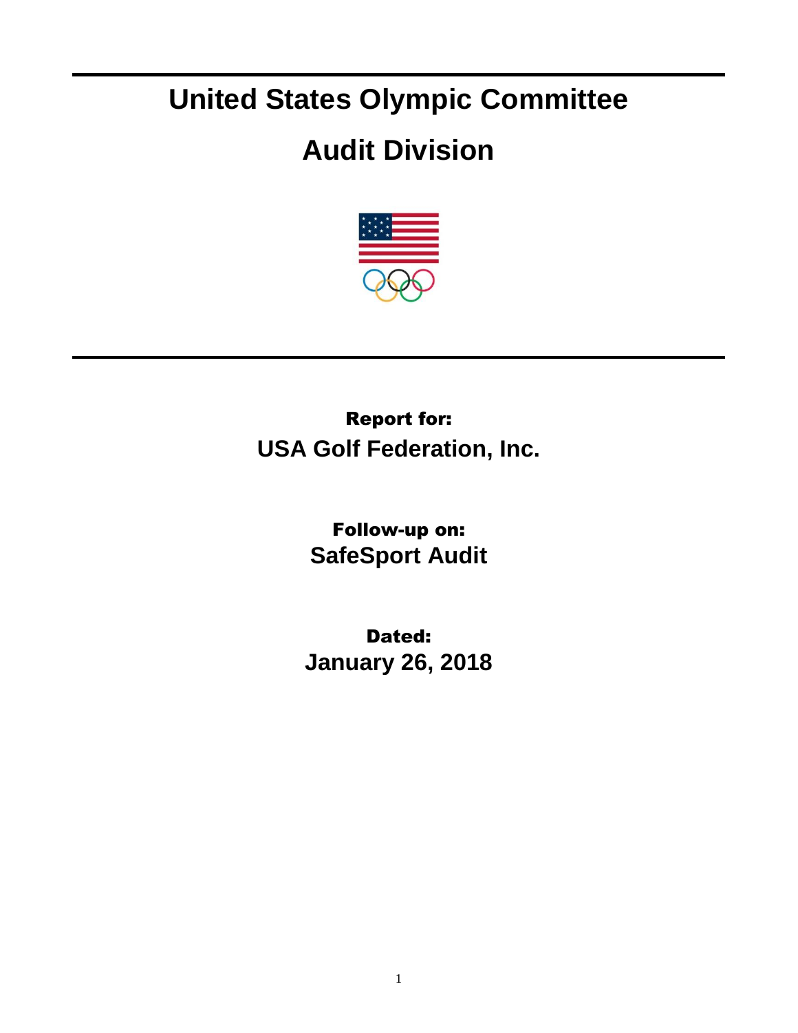# United States Olympic Committee

# Audit Division

**Report for:**

**USA Golf Federation, Inc.**

**Follow-up on:**

**SafeSport Audit**

**Dated:**

**January 26, 2018**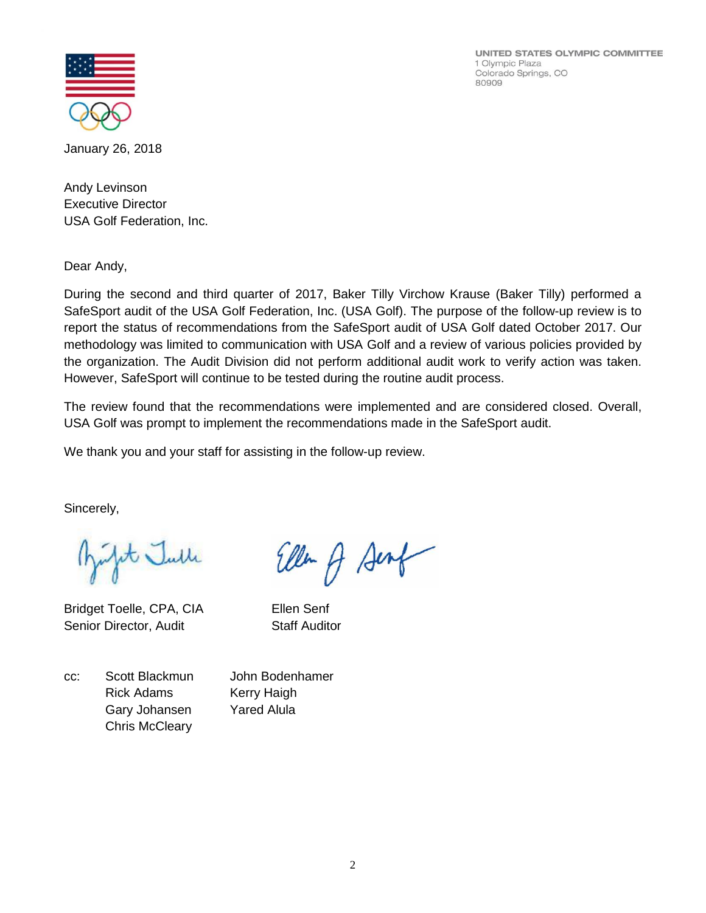UNITED STATES OLYMPIC COMMITTEE
1 Olympic Plaza
Colorado Springs, CO
80909

January 26, 2018

Andy Levinson
Executive Director
USA Golf Federation, Inc.

Dear Andy,

During the second and third quarter of 2017, Baker Tilly Virchow Krause (Baker Tilly) performed a SafeSport audit of the USA Golf Federation, Inc. (USA Golf). The purpose of the follow-up review is to report the status of recommendations from the SafeSport audit of USA Golf dated October 2017. Our methodology was limited to communication with USA Golf and a review of various policies provided by the organization. The Audit Division did not perform additional audit work to verify action was taken. However, SafeSport will continue to be tested during the routine audit process.

The review found that the recommendations were implemented and are considered closed. Overall, USA Golf was prompt to implement the recommendations made in the SafeSport audit.

We thank you and your staff for assisting in the follow-up review.

Sincerely,

Bridget Toelle, CPA, CIA
Senior Director, Audit

Ellen Senf
Staff Auditor

cc: Scott Blackmun
Rick Adams
Gary Johansen
Chris McCleary
John Bodenhamer
Kerry Haigh
Yared Alula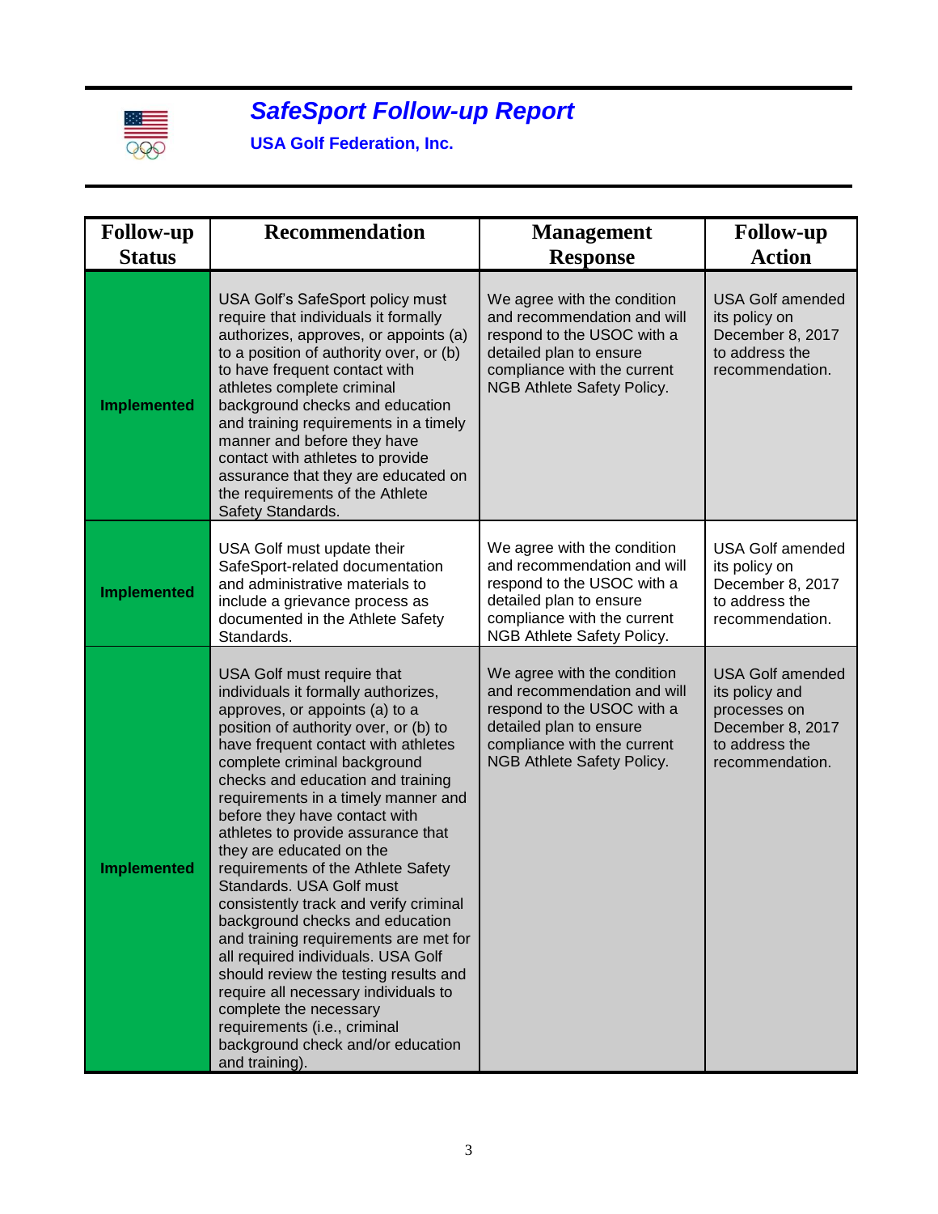# *SafeSport Follow-up Report*

**USA Golf Federation, Inc.**

| Follow-up Status | Recommendation | Management Response | Follow-up Action |
|---|---|---|---|
| **Implemented** | USA Golf's SafeSport policy must require that individuals it formally authorizes, approves, or appoints (a) to a position of authority over, or (b) to have frequent contact with athletes complete criminal background checks and education and training requirements in a timely manner and before they have contact with athletes to provide assurance that they are educated on the requirements of the Athlete Safety Standards. | We agree with the condition and recommendation and will respond to the USOC with a detailed plan to ensure compliance with the current NGB Athlete Safety Policy. | USA Golf amended its policy on December 8, 2017 to address the recommendation. |
| **Implemented** | USA Golf must update their SafeSport-related documentation and administrative materials to include a grievance process as documented in the Athlete Safety Standards. | We agree with the condition and recommendation and will respond to the USOC with a detailed plan to ensure compliance with the current NGB Athlete Safety Policy. | USA Golf amended its policy on December 8, 2017 to address the recommendation. |
| **Implemented** | USA Golf must require that individuals it formally authorizes, approves, or appoints (a) to a position of authority over, or (b) to have frequent contact with athletes complete criminal background checks and education and training requirements in a timely manner and before they have contact with athletes to provide assurance that they are educated on the requirements of the Athlete Safety Standards. USA Golf must consistently track and verify criminal background checks and education and training requirements are met for all required individuals. USA Golf should review the testing results and require all necessary individuals to complete the necessary requirements (i.e., criminal background check and/or education and training). | We agree with the condition and recommendation and will respond to the USOC with a detailed plan to ensure compliance with the current NGB Athlete Safety Policy. | USA Golf amended its policy and processes on December 8, 2017 to address the recommendation. |